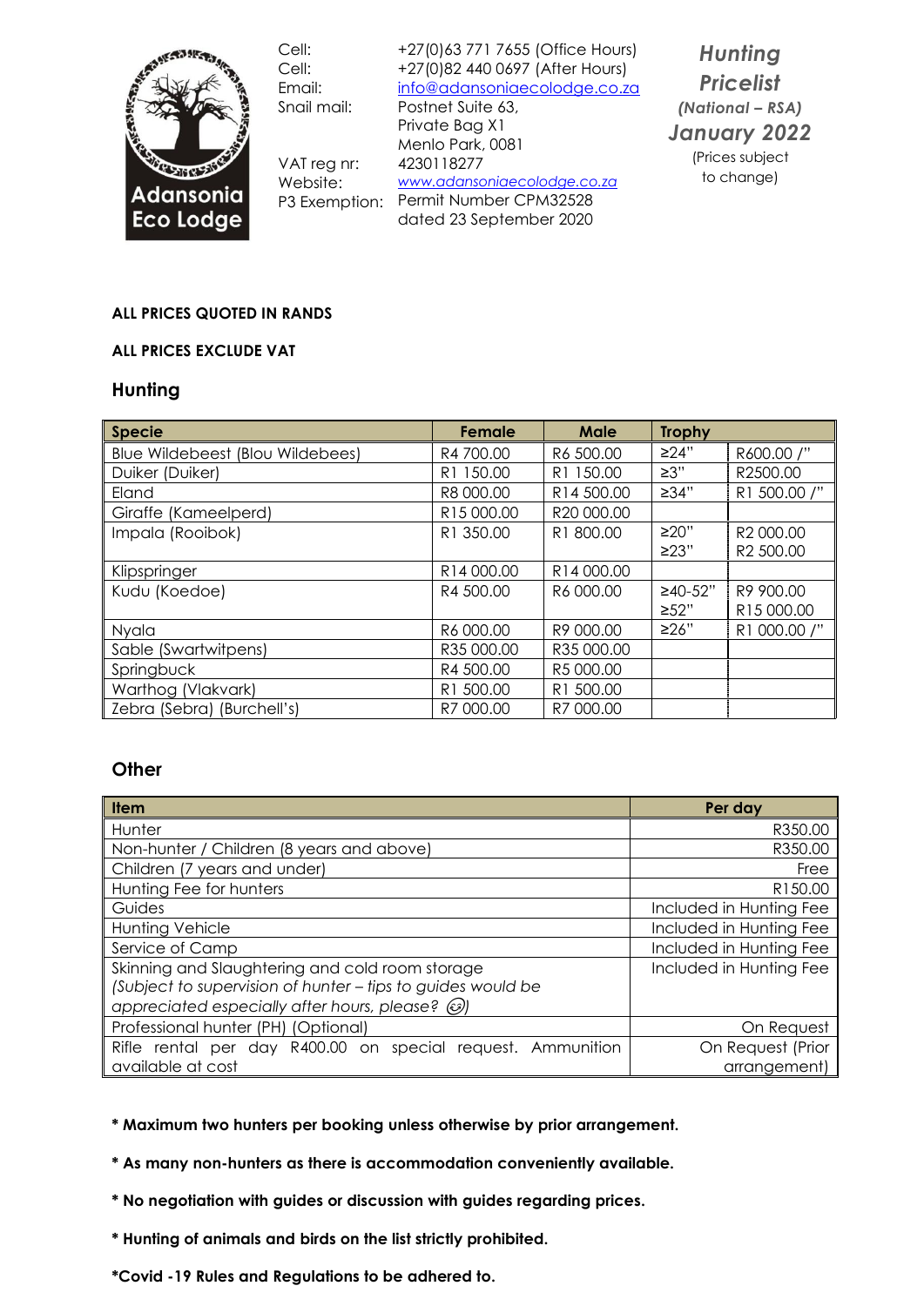Adansonia Eco Lodge

| | |
|---|---|
| Cell: | +27(0)63 771 7655 (Office Hours) |
| Cell: | +27(0)82 440 0697 (After Hours) |
| Email: | info@adansoniaecolodge.co.za |
| Snail mail: | Postnet Suite 63, Private Bag X1 Menlo Park, 0081 |
| VAT reg nr: | 4230118277 |
| Website: | www.adansoniaecolodge.co.za |
| P3 Exemption: | Permit Number CPM32528 dated 23 September 2020 |

***Hunting Pricelist***
***(National – RSA)***
***January 2022***
(Prices subject to change)

**ALL PRICES QUOTED IN RANDS**

**ALL PRICES EXCLUDE VAT**

## Hunting

| Specie | Female | Male | Trophy | |
|---|---|---|---|---|
| Blue Wildebeest (Blou Wildebees) | R4 700.00 | R6 500.00 | ≥24" | R600.00 /" |
| Duiker (Duiker) | R1 150.00 | R1 150.00 | ≥3" | R2500.00 |
| Eland | R8 000.00 | R14 500.00 | ≥34" | R1 500.00 /" |
| Giraffe (Kameelperd) | R15 000.00 | R20 000.00 | | |
| Impala (Rooibok) | R1 350.00 | R1 800.00 | ≥20"<br>≥23" | R2 000.00<br>R2 500.00 |
| Klipspringer | R14 000.00 | R14 000.00 | | |
| Kudu (Koedoe) | R4 500.00 | R6 000.00 | ≥40-52"<br>≥52" | R9 900.00<br>R15 000.00 |
| Nyala | R6 000.00 | R9 000.00 | ≥26" | R1 000.00 /" |
| Sable (Swartwitpens) | R35 000.00 | R35 000.00 | | |
| Springbuck | R4 500.00 | R5 000.00 | | |
| Warthog (Vlakvark) | R1 500.00 | R1 500.00 | | |
| Zebra (Sebra) (Burchell's) | R7 000.00 | R7 000.00 | | |

## Other

| Item | Per day |
|---|---|
| Hunter | R350.00 |
| Non-hunter / Children (8 years and above) | R350.00 |
| Children (7 years and under) | Free |
| Hunting Fee for hunters | R150.00 |
| Guides | Included in Hunting Fee |
| Hunting Vehicle | Included in Hunting Fee |
| Service of Camp | Included in Hunting Fee |
| Skinning and Slaughtering and cold room storage<br>*(Subject to supervision of hunter – tips to guides would be appreciated especially after hours, please? ☺)* | Included in Hunting Fee |
| Professional hunter (PH) (Optional) | On Request |
| Rifle rental per day R400.00 on special request. Ammunition available at cost | On Request (Prior arrangement) |

**\* Maximum two hunters per booking unless otherwise by prior arrangement.**

**\* As many non-hunters as there is accommodation conveniently available.**

**\* No negotiation with guides or discussion with guides regarding prices.**

**\* Hunting of animals and birds on the list strictly prohibited.**

**\*Covid -19 Rules and Regulations to be adhered to.**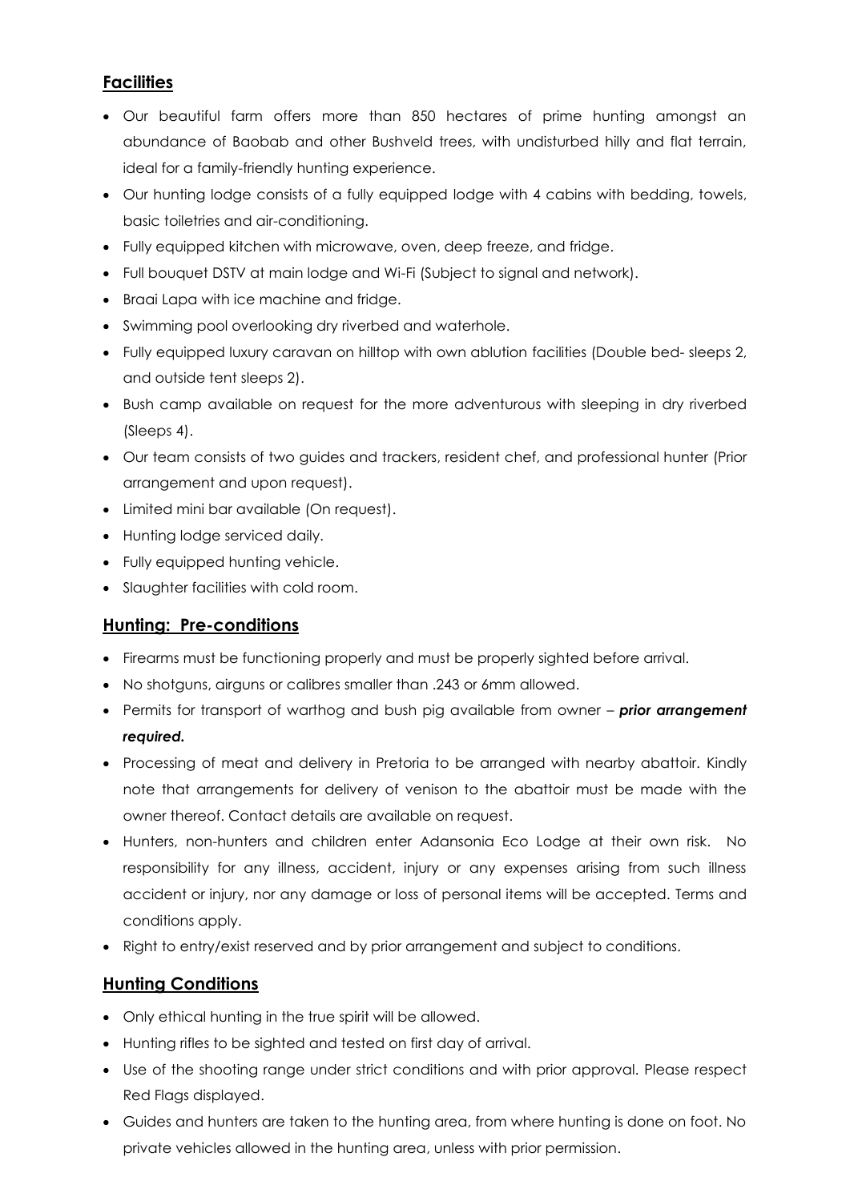## Facilities

- Our beautiful farm offers more than 850 hectares of prime hunting amongst an abundance of Baobab and other Bushveld trees, with undisturbed hilly and flat terrain, ideal for a family-friendly hunting experience.
- Our hunting lodge consists of a fully equipped lodge with 4 cabins with bedding, towels, basic toiletries and air-conditioning.
- Fully equipped kitchen with microwave, oven, deep freeze, and fridge.
- Full bouquet DSTV at main lodge and Wi-Fi (Subject to signal and network).
- Braai Lapa with ice machine and fridge.
- Swimming pool overlooking dry riverbed and waterhole.
- Fully equipped luxury caravan on hilltop with own ablution facilities (Double bed- sleeps 2, and outside tent sleeps 2).
- Bush camp available on request for the more adventurous with sleeping in dry riverbed (Sleeps 4).
- Our team consists of two guides and trackers, resident chef, and professional hunter (Prior arrangement and upon request).
- Limited mini bar available (On request).
- Hunting lodge serviced daily.
- Fully equipped hunting vehicle.
- Slaughter facilities with cold room.

## Hunting: Pre-conditions

- Firearms must be functioning properly and must be properly sighted before arrival.
- No shotguns, airguns or calibres smaller than .243 or 6mm allowed.
- Permits for transport of warthog and bush pig available from owner – ***prior arrangement required.***
- Processing of meat and delivery in Pretoria to be arranged with nearby abattoir. Kindly note that arrangements for delivery of venison to the abattoir must be made with the owner thereof. Contact details are available on request.
- Hunters, non-hunters and children enter Adansonia Eco Lodge at their own risk. No responsibility for any illness, accident, injury or any expenses arising from such illness accident or injury, nor any damage or loss of personal items will be accepted. Terms and conditions apply.
- Right to entry/exist reserved and by prior arrangement and subject to conditions.

## Hunting Conditions

- Only ethical hunting in the true spirit will be allowed.
- Hunting rifles to be sighted and tested on first day of arrival.
- Use of the shooting range under strict conditions and with prior approval. Please respect Red Flags displayed.
- Guides and hunters are taken to the hunting area, from where hunting is done on foot. No private vehicles allowed in the hunting area, unless with prior permission.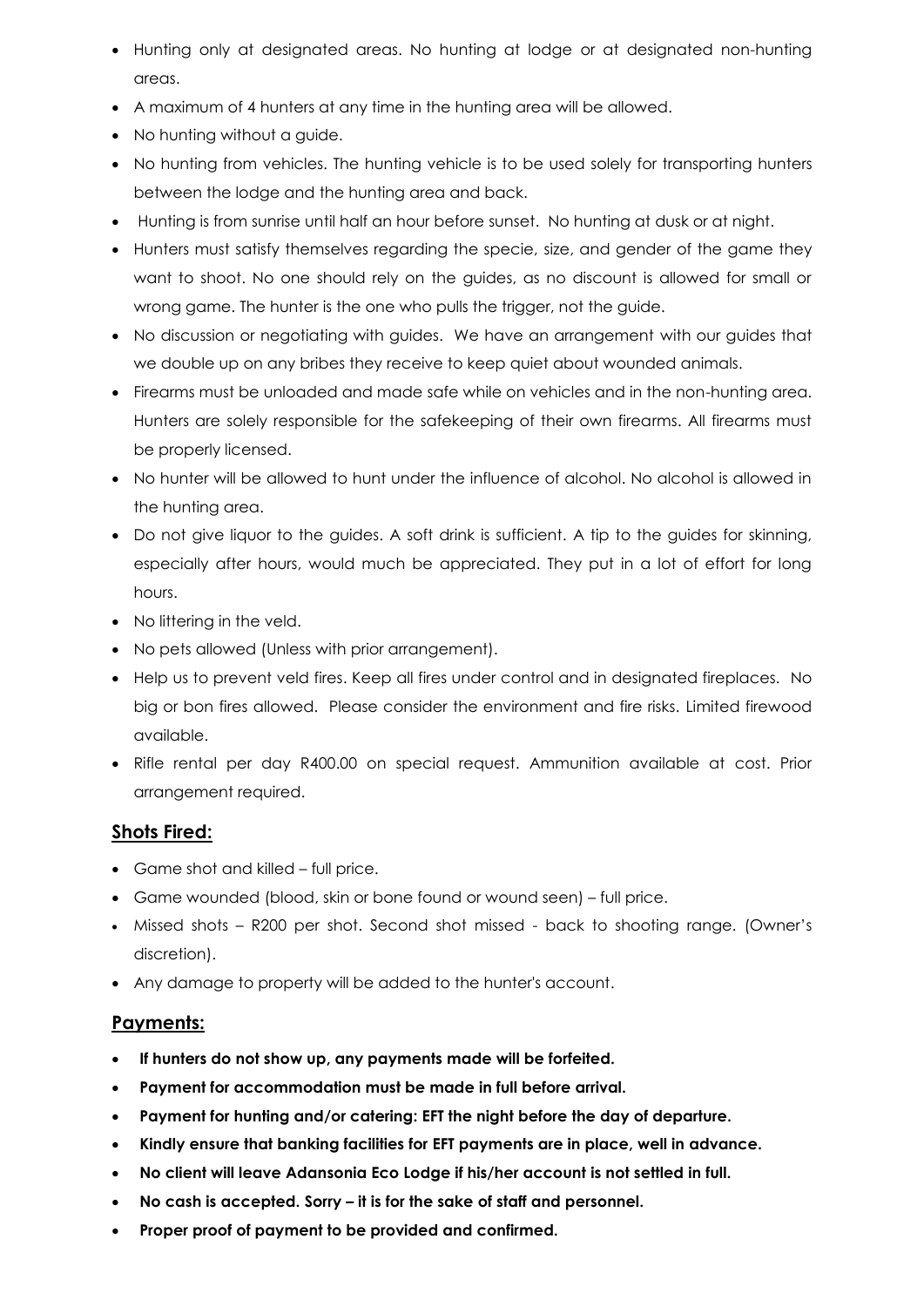- Hunting only at designated areas. No hunting at lodge or at designated non-hunting areas.
- A maximum of 4 hunters at any time in the hunting area will be allowed.
- No hunting without a guide.
- No hunting from vehicles. The hunting vehicle is to be used solely for transporting hunters between the lodge and the hunting area and back.
- Hunting is from sunrise until half an hour before sunset. No hunting at dusk or at night.
- Hunters must satisfy themselves regarding the specie, size, and gender of the game they want to shoot. No one should rely on the guides, as no discount is allowed for small or wrong game. The hunter is the one who pulls the trigger, not the guide.
- No discussion or negotiating with guides. We have an arrangement with our guides that we double up on any bribes they receive to keep quiet about wounded animals.
- Firearms must be unloaded and made safe while on vehicles and in the non-hunting area. Hunters are solely responsible for the safekeeping of their own firearms. All firearms must be properly licensed.
- No hunter will be allowed to hunt under the influence of alcohol. No alcohol is allowed in the hunting area.
- Do not give liquor to the guides. A soft drink is sufficient. A tip to the guides for skinning, especially after hours, would much be appreciated. They put in a lot of effort for long hours.
- No littering in the veld.
- No pets allowed (Unless with prior arrangement).
- Help us to prevent veld fires. Keep all fires under control and in designated fireplaces. No big or bon fires allowed. Please consider the environment and fire risks. Limited firewood available.
- Rifle rental per day R400.00 on special request. Ammunition available at cost. Prior arrangement required.

## Shots Fired:

- Game shot and killed – full price.
- Game wounded (blood, skin or bone found or wound seen) – full price.
- Missed shots – R200 per shot. Second shot missed - back to shooting range. (Owner's discretion).
- Any damage to property will be added to the hunter's account.

## Payments:

- **If hunters do not show up, any payments made will be forfeited.**
- **Payment for accommodation must be made in full before arrival.**
- **Payment for hunting and/or catering: EFT the night before the day of departure.**
- **Kindly ensure that banking facilities for EFT payments are in place, well in advance.**
- **No client will leave Adansonia Eco Lodge if his/her account is not settled in full.**
- **No cash is accepted. Sorry – it is for the sake of staff and personnel.**
- **Proper proof of payment to be provided and confirmed.**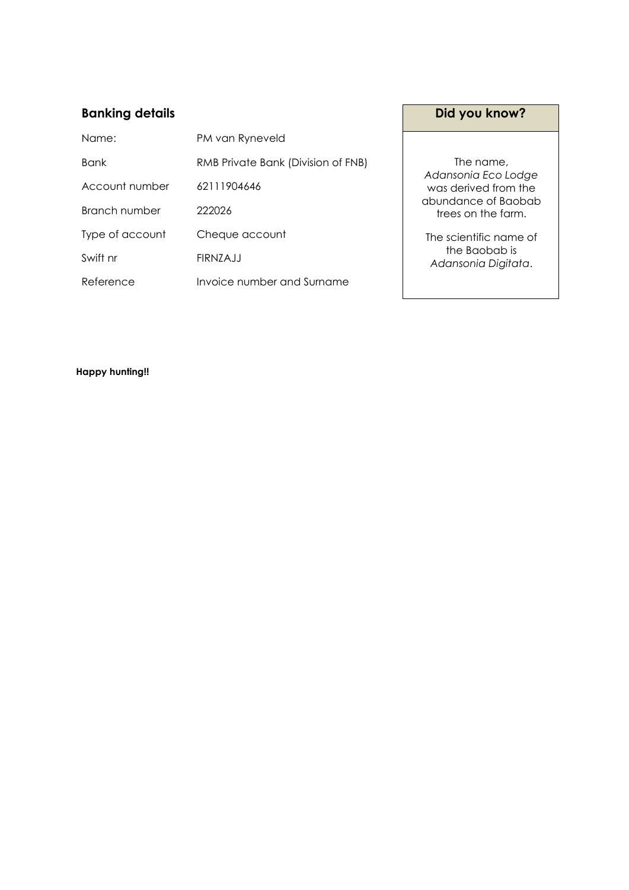## Banking details

| | |
|---|---|
| Name: | PM van Ryneveld |
| Bank | RMB Private Bank (Division of FNB) |
| Account number | 62111904646 |
| Branch number | 222026 |
| Type of account | Cheque account |
| Swift nr | FIRNZAJJ |
| Reference | Invoice number and Surname |

## Did you know?

The name, *Adansonia Eco Lodge* was derived from the abundance of Baobab trees on the farm.

The scientific name of the Baobab is *Adansonia Digitata*.

**Happy hunting!!**